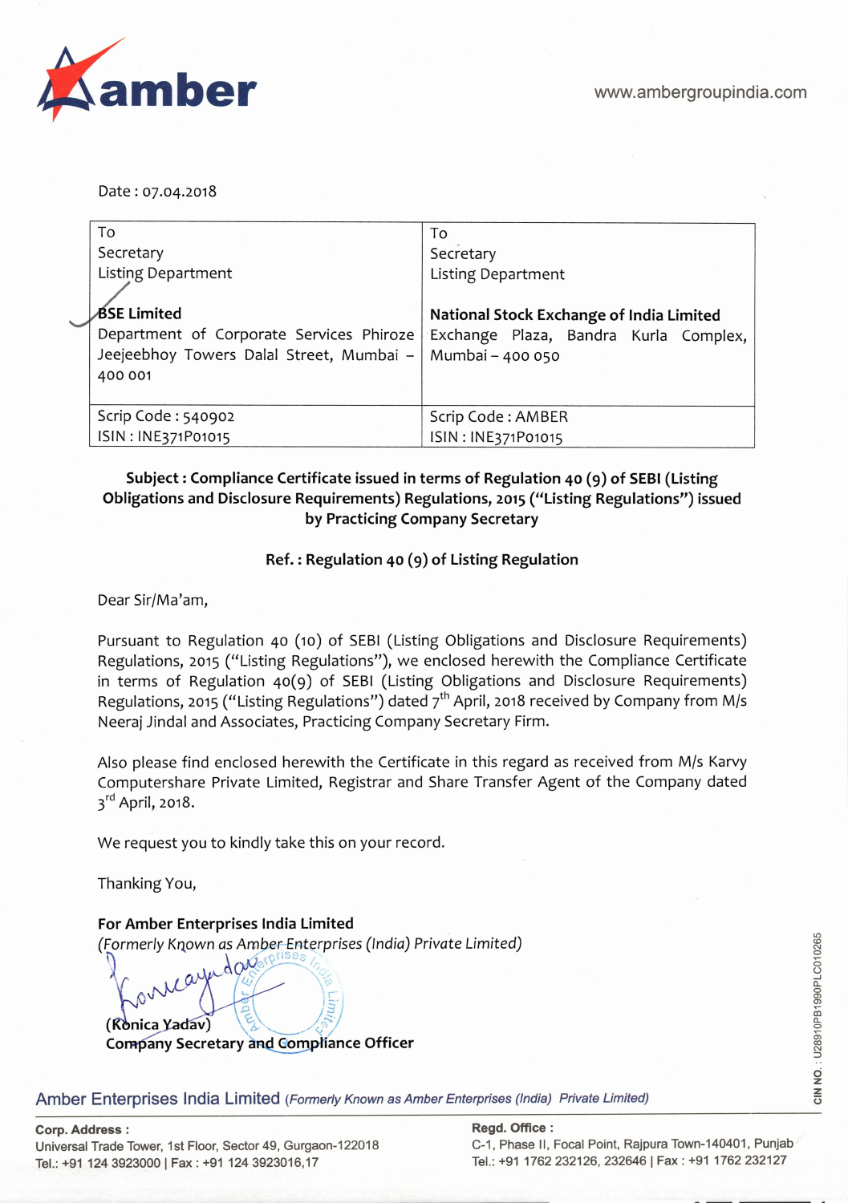Date : 07.04.2018

| To<br>Secretary<br>Listing Department<br><br>**BSE Limited**<br>Department of Corporate Services Phiroze Jeejeebhoy Towers Dalal Street, Mumbai – 400 001 | To<br>Secretary<br>Listing Department<br><br>**National Stock Exchange of India Limited**<br>Exchange Plaza, Bandra Kurla Complex, Mumbai – 400 050 |
|---|---|
| Scrip Code : 540902<br>ISIN : INE371P01015 | Scrip Code : AMBER<br>ISIN : INE371P01015 |

**Subject : Compliance Certificate issued in terms of Regulation 40 (9) of SEBI (Listing Obligations and Disclosure Requirements) Regulations, 2015 ("Listing Regulations") issued by Practicing Company Secretary**

**Ref. : Regulation 40 (9) of Listing Regulation**

Dear Sir/Ma'am,

Pursuant to Regulation 40 (10) of SEBI (Listing Obligations and Disclosure Requirements) Regulations, 2015 ("Listing Regulations"), we enclosed herewith the Compliance Certificate in terms of Regulation 40(9) of SEBI (Listing Obligations and Disclosure Requirements) Regulations, 2015 ("Listing Regulations") dated 7th April, 2018 received by Company from M/s Neeraj Jindal and Associates, Practicing Company Secretary Firm.

Also please find enclosed herewith the Certificate in this regard as received from M/s Karvy Computershare Private Limited, Registrar and Share Transfer Agent of the Company dated 3rd April, 2018.

We request you to kindly take this on your record.

Thanking You,

**For Amber Enterprises India Limited**
*(Formerly Known as Amber Enterprises (India) Private Limited)*

**(Konica Yadav)**
**Company Secretary and Compliance Officer**

Amber Enterprises India Limited *(Formerly Known as Amber Enterprises (India) Private Limited)*

**Corp. Address :**
Universal Trade Tower, 1st Floor, Sector 49, Gurgaon-122018
Tel.: +91 124 3923000 | Fax : +91 124 3923016,17

**Regd. Office :**
C-1, Phase II, Focal Point, Rajpura Town-140401, Punjab
Tel.: +91 1762 232126, 232646 | Fax : +91 1762 232127

CIN NO. : U28910PB1990PLC010265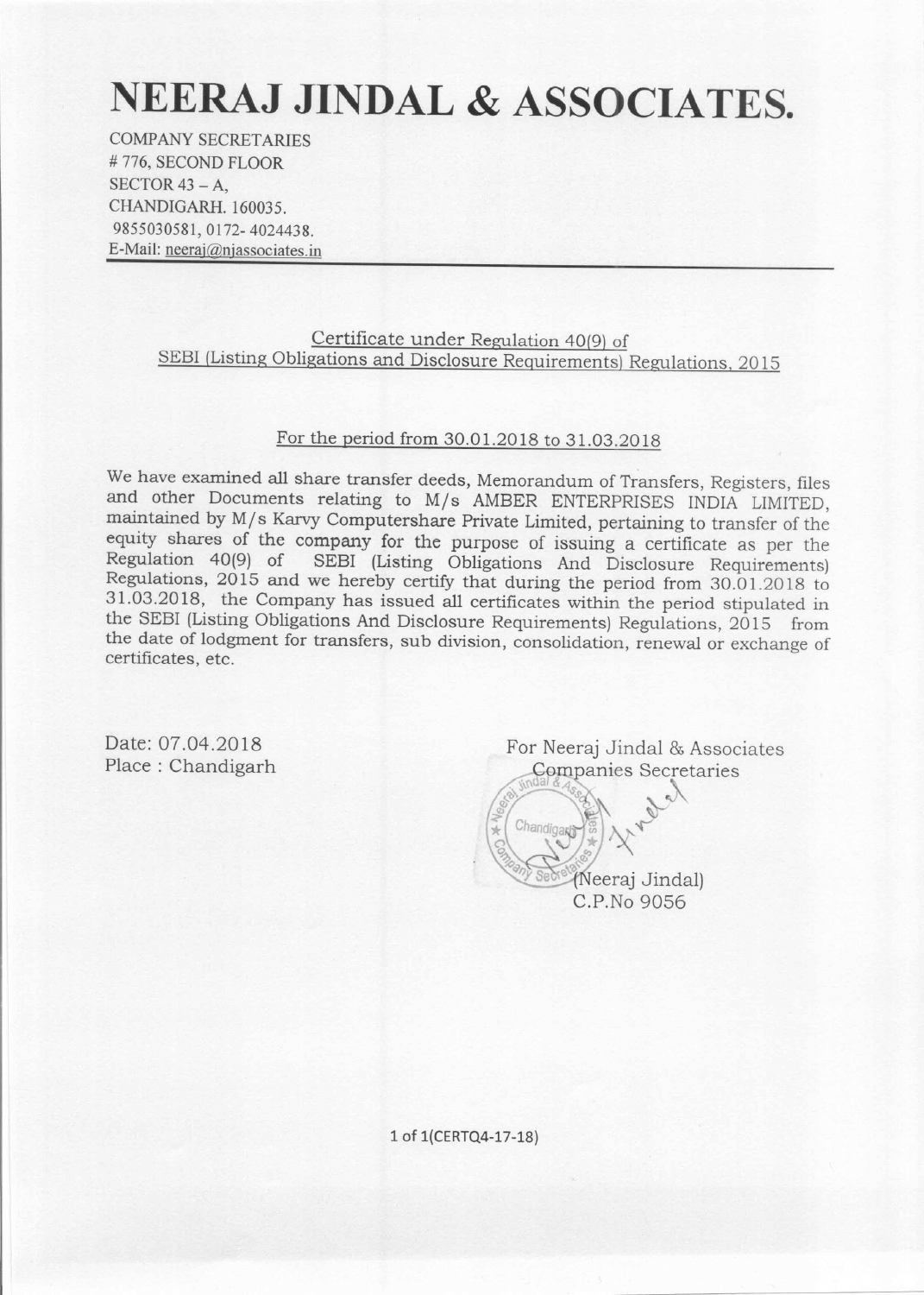# NEERAJ JINDAL & ASSOCIATES.

COMPANY SECRETARIES
# 776, SECOND FLOOR
SECTOR 43 – A,
CHANDIGARH. 160035.
9855030581, 0172- 4024438.
E-Mail: neeraj@njassociates.in

Certificate under Regulation 40(9) of
SEBI (Listing Obligations and Disclosure Requirements) Regulations, 2015

For the period from 30.01.2018 to 31.03.2018

We have examined all share transfer deeds, Memorandum of Transfers, Registers, files and other Documents relating to M/s AMBER ENTERPRISES INDIA LIMITED, maintained by M/s Karvy Computershare Private Limited, pertaining to transfer of the equity shares of the company for the purpose of issuing a certificate as per the Regulation 40(9) of SEBI (Listing Obligations And Disclosure Requirements) Regulations, 2015 and we hereby certify that during the period from 30.01.2018 to 31.03.2018, the Company has issued all certificates within the period stipulated in the SEBI (Listing Obligations And Disclosure Requirements) Regulations, 2015 from the date of lodgment for transfers, sub division, consolidation, renewal or exchange of certificates, etc.

Date: 07.04.2018
Place : Chandigarh

For Neeraj Jindal & Associates
Companies Secretaries

(Neeraj Jindal)
C.P.No 9056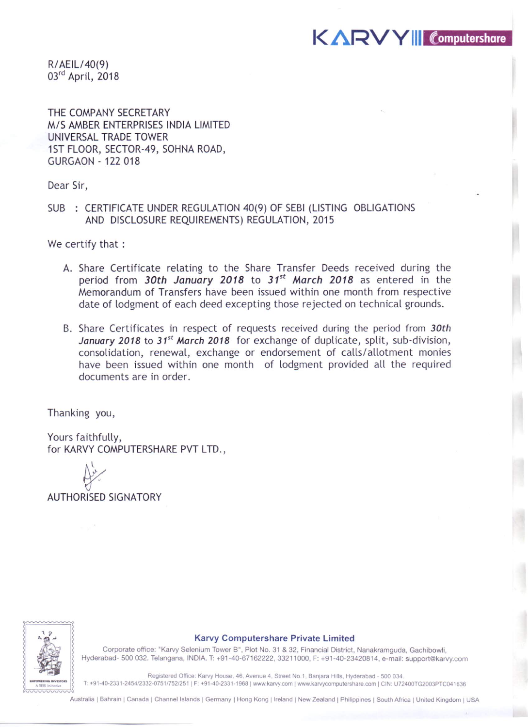KARVY Computershare

R/AEIL/40(9)
03rd April, 2018

THE COMPANY SECRETARY
M/S AMBER ENTERPRISES INDIA LIMITED
UNIVERSAL TRADE TOWER
1ST FLOOR, SECTOR-49, SOHNA ROAD,
GURGAON - 122 018

Dear Sir,

SUB : CERTIFICATE UNDER REGULATION 40(9) OF SEBI (LISTING OBLIGATIONS AND DISCLOSURE REQUIREMENTS) REGULATION, 2015

We certify that :

A. Share Certificate relating to the Share Transfer Deeds received during the period from ***30th January 2018*** to ***31st March 2018*** as entered in the Memorandum of Transfers have been issued within one month from respective date of lodgment of each deed excepting those rejected on technical grounds.

B. Share Certificates in respect of requests received during the period from ***30th January 2018*** to ***31st March 2018*** for exchange of duplicate, split, sub-division, consolidation, renewal, exchange or endorsement of calls/allotment monies have been issued within one month of lodgment provided all the required documents are in order.

Thanking you,

Yours faithfully,
for KARVY COMPUTERSHARE PVT LTD.,

AUTHORISED SIGNATORY

**Karvy Computershare Private Limited**
Corporate office: "Karvy Selenium Tower B", Plot No. 31 & 32, Financial District, Nanakramguda, Gachibowli, Hyderabad- 500 032. Telangana, INDIA. T: +91-40-67162222, 33211000, F: +91-40-23420814, e-mail: support@karvy.com

Registered Office: Karvy House, 46, Avenue 4, Street No.1, Banjara Hills, Hyderabad - 500 034.
T: +91-40-2331-2454/2332-0751/752/251 | F: +91-40-2331-1968 | www.karvy.com | www.karvycomputershare.com | CIN: U72400TG2003PTC041636

Australia | Bahrain | Canada | Channel Islands | Germany | Hong Kong | Ireland | New Zealand | Philippines | South Africa | United Kingdom | USA